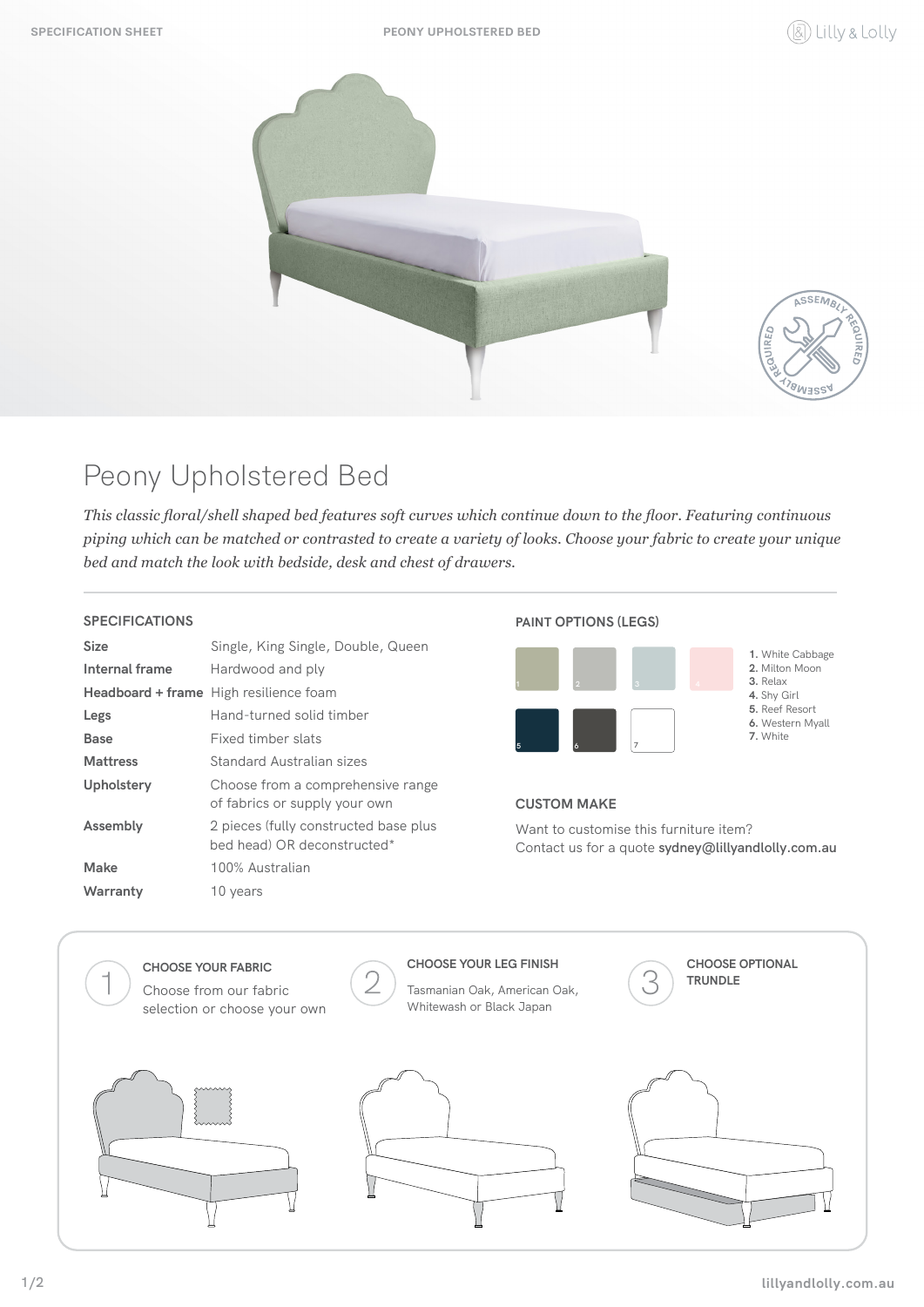# Peony Upholstered Bed

*This classic floral/shell shaped bed features soft curves which continue down to the floor. Featuring continuous piping which can be matched or contrasted to create a variety of looks. Choose your fabric to create your unique bed and match the look with bedside, desk and chest of drawers.*

## SPECIFICATIONS

| | |
|---|---|
| **Size** | Single, King Single, Double, Queen |
| **Internal frame** | Hardwood and ply |
| **Headboard + frame** | High resilience foam |
| **Legs** | Hand-turned solid timber |
| **Base** | Fixed timber slats |
| **Mattress** | Standard Australian sizes |
| **Upholstery** | Choose from a comprehensive range of fabrics or supply your own |
| **Assembly** | 2 pieces (fully constructed base plus bed head) OR deconstructed* |
| **Make** | 100% Australian |
| **Warranty** | 10 years |

## PAINT OPTIONS (LEGS)

1. White Cabbage
2. Milton Moon
3. Relax
4. Shy Girl
5. Reef Resort
6. Western Myall
7. White

## CUSTOM MAKE

Want to customise this furniture item?
Contact us for a quote **sydney@lillyandlolly.com.au**

### 1 CHOOSE YOUR FABRIC

Choose from our fabric selection or choose your own

### 2 CHOOSE YOUR LEG FINISH

Tasmanian Oak, American Oak, Whitewash or Black Japan

### 3 CHOOSE OPTIONAL TRUNDLE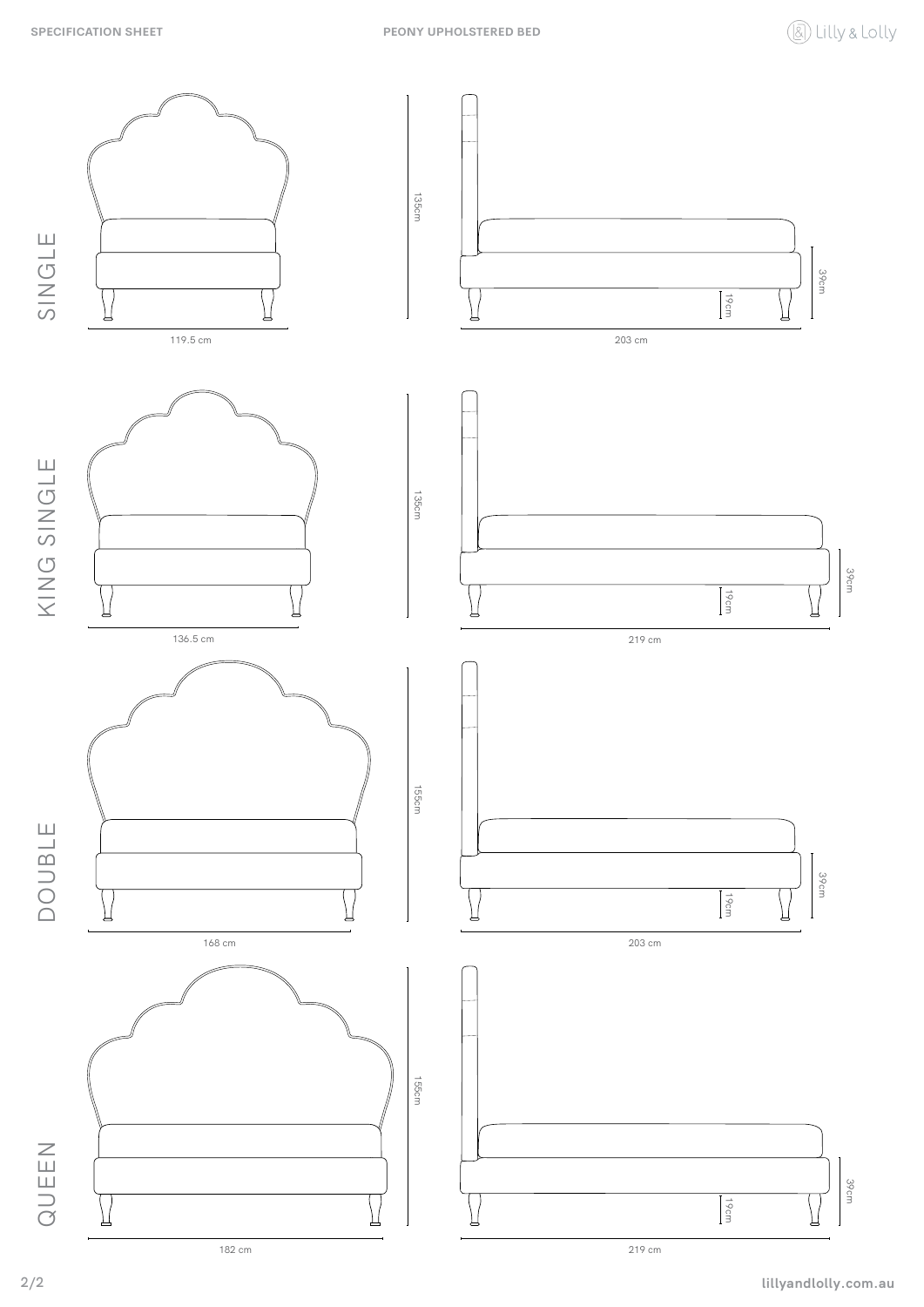## SINGLE

135cm

119.5 cm

203 cm

39cm

19cm

## KING SINGLE

135cm

136.5 cm

219 cm

39cm

19cm

## DOUBLE

155cm

168 cm

203 cm

39cm

19cm

## QUEEN

155cm

182 cm

219 cm

39cm

19cm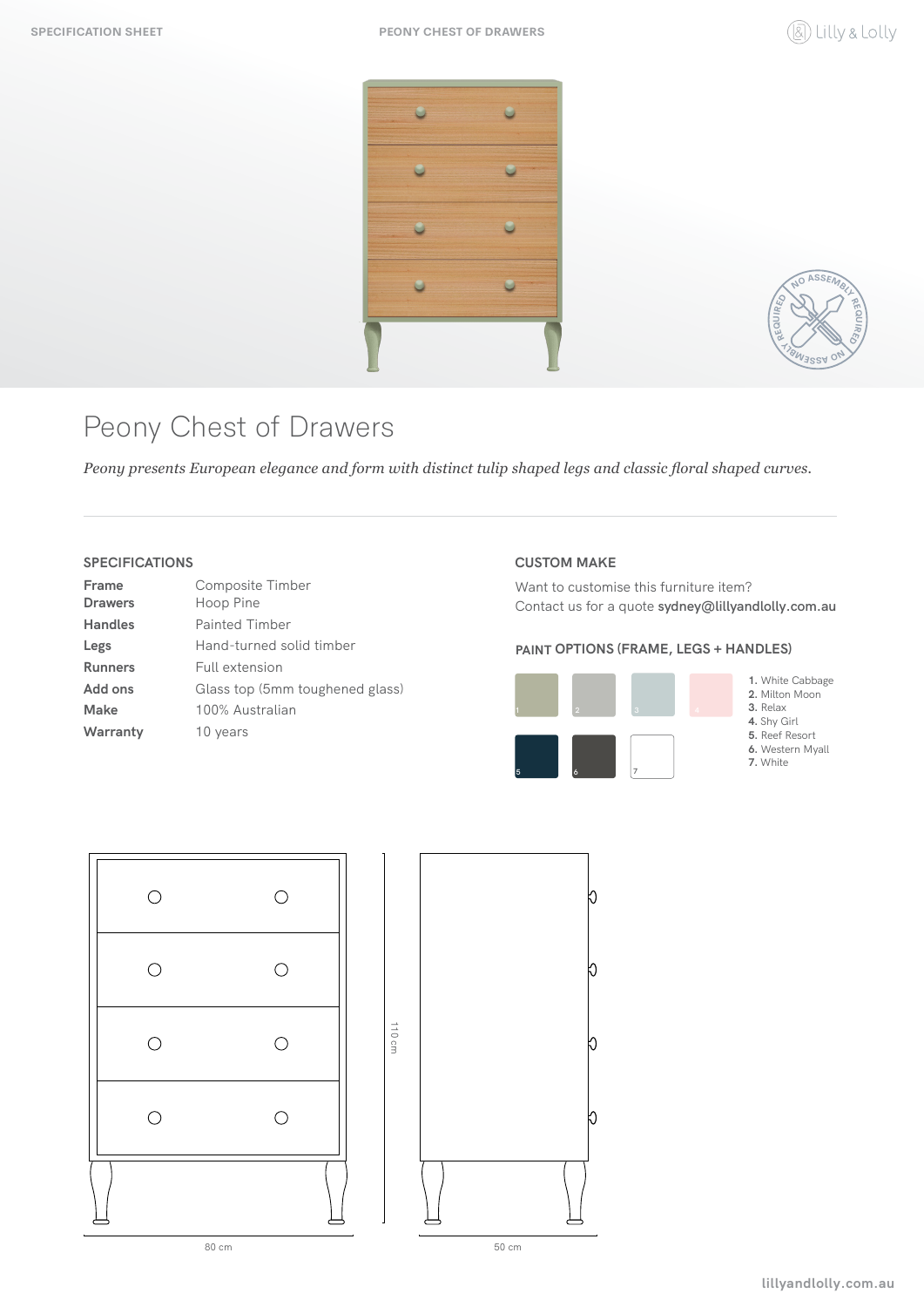# Peony Chest of Drawers

*Peony presents European elegance and form with distinct tulip shaped legs and classic floral shaped curves.*

## SPECIFICATIONS

| | |
|---|---|
| **Frame** | Composite Timber |
| **Drawers** | Hoop Pine |
| **Handles** | Painted Timber |
| **Legs** | Hand-turned solid timber |
| **Runners** | Full extension |
| **Add ons** | Glass top (5mm toughened glass) |
| **Make** | 100% Australian |
| **Warranty** | 10 years |

## CUSTOM MAKE

Want to customise this furniture item?
Contact us for a quote **sydney@lillyandlolly.com.au**

## PAINT OPTIONS (FRAME, LEGS + HANDLES)

1. White Cabbage
2. Milton Moon
3. Relax
4. Shy Girl
5. Reef Resort
6. Western Myall
7. White

110 cm

80 cm

50 cm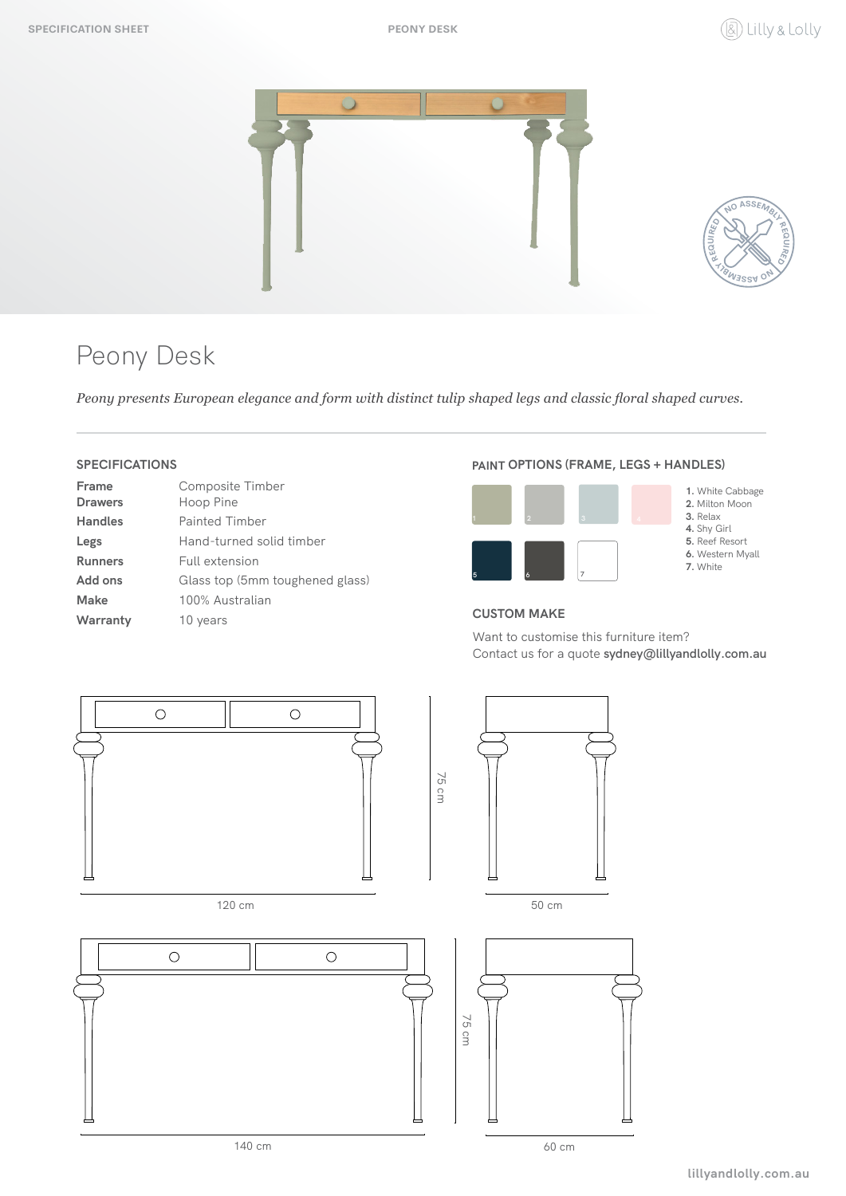# Peony Desk

*Peony presents European elegance and form with distinct tulip shaped legs and classic floral shaped curves.*

## SPECIFICATIONS

| | |
|---|---|
| **Frame** | Composite Timber |
| **Drawers** | Hoop Pine |
| **Handles** | Painted Timber |
| **Legs** | Hand-turned solid timber |
| **Runners** | Full extension |
| **Add ons** | Glass top (5mm toughened glass) |
| **Make** | 100% Australian |
| **Warranty** | 10 years |

## PAINT OPTIONS (FRAME, LEGS + HANDLES)

1. White Cabbage
2. Milton Moon
3. Relax
4. Shy Girl
5. Reef Resort
6. Western Myall
7. White

## CUSTOM MAKE

Want to customise this furniture item?
Contact us for a quote **sydney@lillyandlolly.com.au**

75 cm

120 cm

50 cm

75 cm

140 cm

60 cm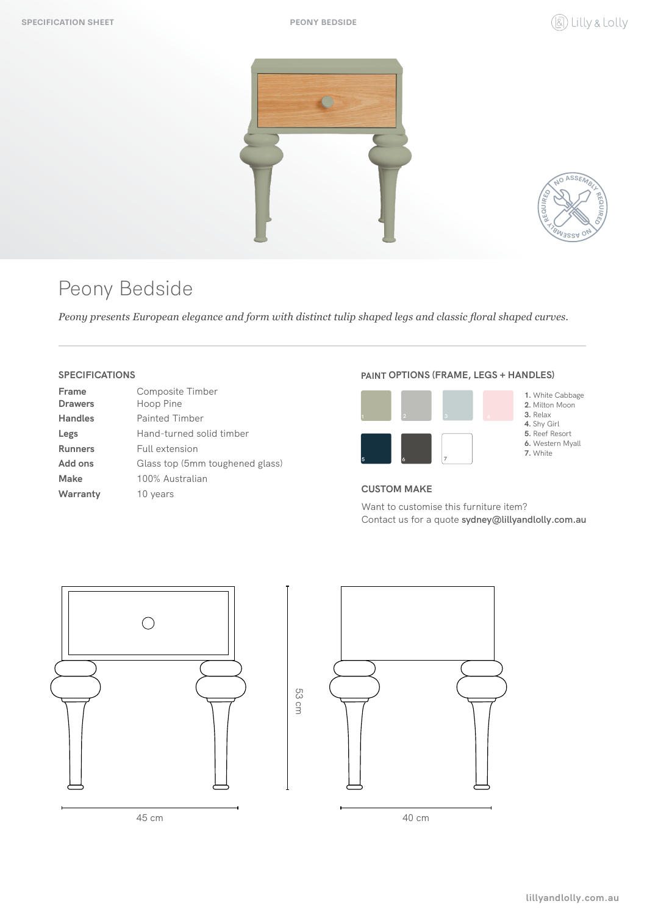# Peony Bedside

*Peony presents European elegance and form with distinct tulip shaped legs and classic floral shaped curves.*

### SPECIFICATIONS

| | |
|---|---|
| **Frame** | Composite Timber |
| **Drawers** | Hoop Pine |
| **Handles** | Painted Timber |
| **Legs** | Hand-turned solid timber |
| **Runners** | Full extension |
| **Add ons** | Glass top (5mm toughened glass) |
| **Make** | 100% Australian |
| **Warranty** | 10 years |

### PAINT OPTIONS (FRAME, LEGS + HANDLES)

1. White Cabbage
2. Milton Moon
3. Relax
4. Shy Girl
5. Reef Resort
6. Western Myall
7. White

### CUSTOM MAKE

Want to customise this furniture item?
Contact us for a quote **sydney@lillyandlolly.com.au**

53 cm

45 cm

40 cm